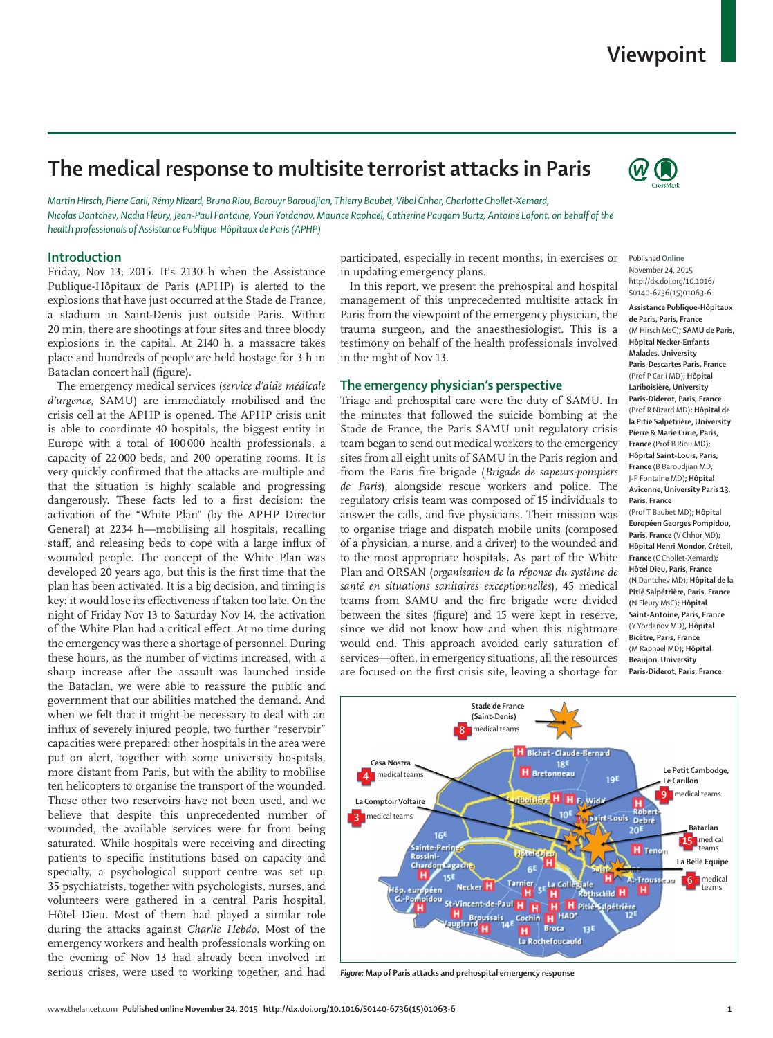Viewpoint

# The medical response to multisite terrorist attacks in Paris

*Martin Hirsch, Pierre Carli, Rémy Nizard, Bruno Riou, Barouyr Baroudjian, Thierry Baubet, Vibol Chhor, Charlotte Chollet-Xemard, Nicolas Dantchev, Nadia Fleury, Jean-Paul Fontaine, Youri Yordanov, Maurice Raphael, Catherine Paugam Burtz, Antoine Lafont, on behalf of the health professionals of Assistance Publique-Hôpitaux de Paris (APHP)*

## Introduction

Friday, Nov 13, 2015. It's 2130 h when the Assistance Publique-Hôpitaux de Paris (APHP) is alerted to the explosions that have just occurred at the Stade de France, a stadium in Saint-Denis just outside Paris. Within 20 min, there are shootings at four sites and three bloody explosions in the capital. At 2140 h, a massacre takes place and hundreds of people are held hostage for 3 h in Bataclan concert hall (figure).

The emergency medical services (*service d'aide médicale d'urgence*, SAMU) are immediately mobilised and the crisis cell at the APHP is opened. The APHP crisis unit is able to coordinate 40 hospitals, the biggest entity in Europe with a total of 100 000 health professionals, a capacity of 22 000 beds, and 200 operating rooms. It is very quickly confirmed that the attacks are multiple and that the situation is highly scalable and progressing dangerously. These facts led to a first decision: the activation of the "White Plan" (by the APHP Director General) at 2234 h—mobilising all hospitals, recalling staff, and releasing beds to cope with a large influx of wounded people. The concept of the White Plan was developed 20 years ago, but this is the first time that the plan has been activated. It is a big decision, and timing is key: it would lose its effectiveness if taken too late. On the night of Friday Nov 13 to Saturday Nov 14, the activation of the White Plan had a critical effect. At no time during the emergency was there a shortage of personnel. During these hours, as the number of victims increased, with a sharp increase after the assault was launched inside the Bataclan, we were able to reassure the public and government that our abilities matched the demand. And when we felt that it might be necessary to deal with an influx of severely injured people, two further "reservoir" capacities were prepared: other hospitals in the area were put on alert, together with some university hospitals, more distant from Paris, but with the ability to mobilise ten helicopters to organise the transport of the wounded. These other two reservoirs have not been used, and we believe that despite this unprecedented number of wounded, the available services were far from being saturated. While hospitals were receiving and directing patients to specific institutions based on capacity and specialty, a psychological support centre was set up. 35 psychiatrists, together with psychologists, nurses, and volunteers were gathered in a central Paris hospital, Hôtel Dieu. Most of them had played a similar role during the attacks against *Charlie Hebdo*. Most of the emergency workers and health professionals working on the evening of Nov 13 had already been involved in serious crises, were used to working together, and had participated, especially in recent months, in exercises or in updating emergency plans.

In this report, we present the prehospital and hospital management of this unprecedented multisite attack in Paris from the viewpoint of the emergency physician, the trauma surgeon, and the anaesthesiologist. This is a testimony on behalf of the health professionals involved in the night of Nov 13.

## The emergency physician's perspective

Triage and prehospital care were the duty of SAMU. In the minutes that followed the suicide bombing at the Stade de France, the Paris SAMU unit regulatory crisis team began to send out medical workers to the emergency sites from all eight units of SAMU in the Paris region and from the Paris fire brigade (*Brigade de sapeurs-pompiers de Paris*), alongside rescue workers and police. The regulatory crisis team was composed of 15 individuals to answer the calls, and five physicians. Their mission was to organise triage and dispatch mobile units (composed of a physician, a nurse, and a driver) to the wounded and to the most appropriate hospitals. As part of the White Plan and ORSAN (*organisation de la réponse du système de santé en situations sanitaires exceptionnelles*), 45 medical teams from SAMU and the fire brigade were divided between the sites (figure) and 15 were kept in reserve, since we did not know how and when this nightmare would end. This approach avoided early saturation of services—often, in emergency situations, all the resources are focused on the first crisis site, leaving a shortage for

Published Online November 24, 2015 http://dx.doi.org/10.1016/S0140-6736(15)01063-6

Assistance Publique-Hôpitaux de Paris, Paris, France (M Hirsch MSc); SAMU de Paris, Hôpital Necker-Enfants Malades, University Paris-Descartes Paris, France (Prof P Carli MD); Hôpital Lariboisière, University Paris-Diderot, Paris, France (Prof R Nizard MD); Hôpital de la Pitié Salpétrière, University Pierre & Marie Curie, Paris, France (Prof B Riou MD); Hôpital Saint-Louis, Paris, France (B Baroudjian MD, J-P Fontaine MD); Hôpital Avicenne, University Paris 13, Paris, France (Prof T Baubet MD); Hôpital Européen Georges Pompidou, Paris, France (V Chhor MD); Hôpital Henri Mondor, Créteil, France (C Chollet-Xemard); Hôtel Dieu, Paris, France (N Dantchev MD); Hôpital de la Pitié Salpétrière, Paris, France (N Fleury MsC); Hôpital Saint-Antoine, Paris, France (Y Yordanov MD), Hôpital Bicêtre, Paris, France (M Raphael MD); Hôpital Beaujon, University Paris-Diderot, Paris, France

Stade de France (Saint-Denis)
8 medical teams
Casa Nostra
4 medical teams
La Comptoir Voltaire
3 medical teams
Le Petit Cambodge, Le Carillon
9 medical teams
Bataclan
15 medical teams
La Belle Equipe
6 medical teams
Bichat-Claude-Bernard
Bretonneau
Lariboisière
F. Widal
Saint-Louis
Robert-Debré
Tenon
Hôtel-Dieu
Saint-Antoine
A.-Trousseau
Sainte-Perine
Rossini-Chardon-Lagache
Hôp. européen G.-Pompidou
Necker
Tarnier
La Collégiale
Rothschild
St-Vincent-de-Paul
Pitié-Salpêtrière
Broussais
Vaugirard
Cochin
HAD*
Broca
La Rochefoucauld
18E
19E
10E
20E
16E
6E
15E
5E
14E
13E
12E

*Figure:* Map of Paris attacks and prehospital emergency response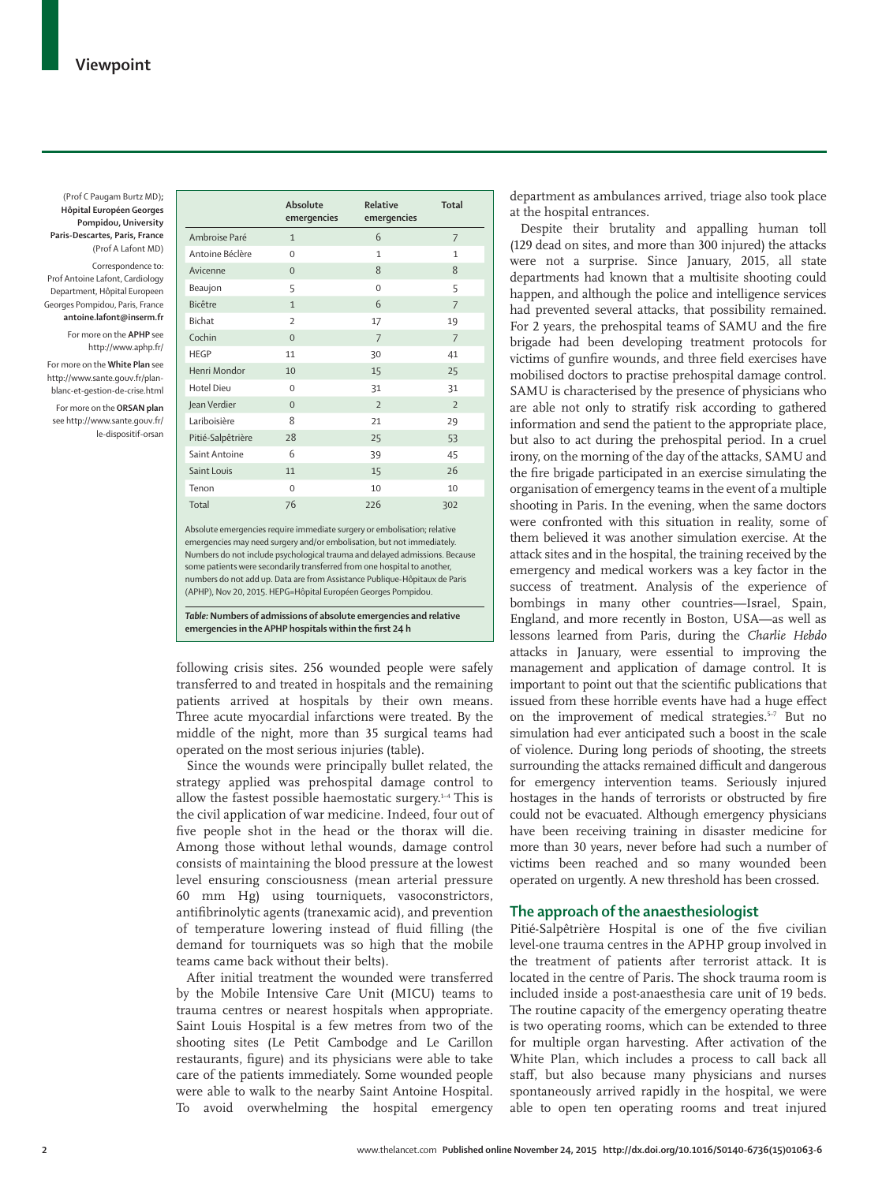(Prof C Paugam Burtz MD); **Hôpital Européen Georges Pompidou, University Paris-Descartes, Paris, France** (Prof A Lafont MD)

Correspondence to: Prof Antoine Lafont, Cardiology Department, Hôpital Europeen Georges Pompidou, Paris, France **antoine.lafont@inserm.fr**

For more on the **APHP** see http://www.aphp.fr/

For more on the **White Plan** see http://www.sante.gouv.fr/plan-blanc-et-gestion-de-crise.html

For more on the **ORSAN plan** see http://www.sante.gouv.fr/le-dispositif-orsan

| | Absolute emergencies | Relative emergencies | Total |
|---|---|---|---|
| Ambroise Paré | 1 | 6 | 7 |
| Antoine Béclère | 0 | 1 | 1 |
| Avicenne | 0 | 8 | 8 |
| Beaujon | 5 | 0 | 5 |
| Bicêtre | 1 | 6 | 7 |
| Bichat | 2 | 17 | 19 |
| Cochin | 0 | 7 | 7 |
| HEGP | 11 | 30 | 41 |
| Henri Mondor | 10 | 15 | 25 |
| Hotel Dieu | 0 | 31 | 31 |
| Jean Verdier | 0 | 2 | 2 |
| Lariboisière | 8 | 21 | 29 |
| Pitié-Salpêtrière | 28 | 25 | 53 |
| Saint Antoine | 6 | 39 | 45 |
| Saint Louis | 11 | 15 | 26 |
| Tenon | 0 | 10 | 10 |
| Total | 76 | 226 | 302 |

Absolute emergencies require immediate surgery or embolisation; relative emergencies may need surgery and/or embolisation, but not immediately. Numbers do not include psychological trauma and delayed admissions. Because some patients were secondarily transferred from one hospital to another, numbers do not add up. Data are from Assistance Publique-Hôpitaux de Paris (APHP), Nov 20, 2015. HEPG=Hôpital Européen Georges Pompidou.

***Table:*** **Numbers of admissions of absolute emergencies and relative emergencies in the APHP hospitals within the first 24 h**

following crisis sites. 256 wounded people were safely transferred to and treated in hospitals and the remaining patients arrived at hospitals by their own means. Three acute myocardial infarctions were treated. By the middle of the night, more than 35 surgical teams had operated on the most serious injuries (table).

Since the wounds were principally bullet related, the strategy applied was prehospital damage control to allow the fastest possible haemostatic surgery.[1–4] This is the civil application of war medicine. Indeed, four out of five people shot in the head or the thorax will die. Among those without lethal wounds, damage control consists of maintaining the blood pressure at the lowest level ensuring consciousness (mean arterial pressure 60 mm Hg) using tourniquets, vasoconstrictors, antifibrinolytic agents (tranexamic acid), and prevention of temperature lowering instead of fluid filling (the demand for tourniquets was so high that the mobile teams came back without their belts).

After initial treatment the wounded were transferred by the Mobile Intensive Care Unit (MICU) teams to trauma centres or nearest hospitals when appropriate. Saint Louis Hospital is a few metres from two of the shooting sites (Le Petit Cambodge and Le Carillon restaurants, figure) and its physicians were able to take care of the patients immediately. Some wounded people were able to walk to the nearby Saint Antoine Hospital. To avoid overwhelming the hospital emergency department as ambulances arrived, triage also took place at the hospital entrances.

Despite their brutality and appalling human toll (129 dead on sites, and more than 300 injured) the attacks were not a surprise. Since January, 2015, all state departments had known that a multisite shooting could happen, and although the police and intelligence services had prevented several attacks, that possibility remained. For 2 years, the prehospital teams of SAMU and the fire brigade had been developing treatment protocols for victims of gunfire wounds, and three field exercises have mobilised doctors to practise prehospital damage control. SAMU is characterised by the presence of physicians who are able not only to stratify risk according to gathered information and send the patient to the appropriate place, but also to act during the prehospital period. In a cruel irony, on the morning of the day of the attacks, SAMU and the fire brigade participated in an exercise simulating the organisation of emergency teams in the event of a multiple shooting in Paris. In the evening, when the same doctors were confronted with this situation in reality, some of them believed it was another simulation exercise. At the attack sites and in the hospital, the training received by the emergency and medical workers was a key factor in the success of treatment. Analysis of the experience of bombings in many other countries—Israel, Spain, England, and more recently in Boston, USA—as well as lessons learned from Paris, during the *Charlie Hebdo* attacks in January, were essential to improving the management and application of damage control. It is important to point out that the scientific publications that issued from these horrible events have had a huge effect on the improvement of medical strategies.[5–7] But no simulation had ever anticipated such a boost in the scale of violence. During long periods of shooting, the streets surrounding the attacks remained difficult and dangerous for emergency intervention teams. Seriously injured hostages in the hands of terrorists or obstructed by fire could not be evacuated. Although emergency physicians have been receiving training in disaster medicine for more than 30 years, never before had such a number of victims been reached and so many wounded been operated on urgently. A new threshold has been crossed.

## The approach of the anaesthesiologist

Pitié-Salpêtrière Hospital is one of the five civilian level-one trauma centres in the APHP group involved in the treatment of patients after terrorist attack. It is located in the centre of Paris. The shock trauma room is included inside a post-anaesthesia care unit of 19 beds. The routine capacity of the emergency operating theatre is two operating rooms, which can be extended to three for multiple organ harvesting. After activation of the White Plan, which includes a process to call back all staff, but also because many physicians and nurses spontaneously arrived rapidly in the hospital, we were able to open ten operating rooms and treat injured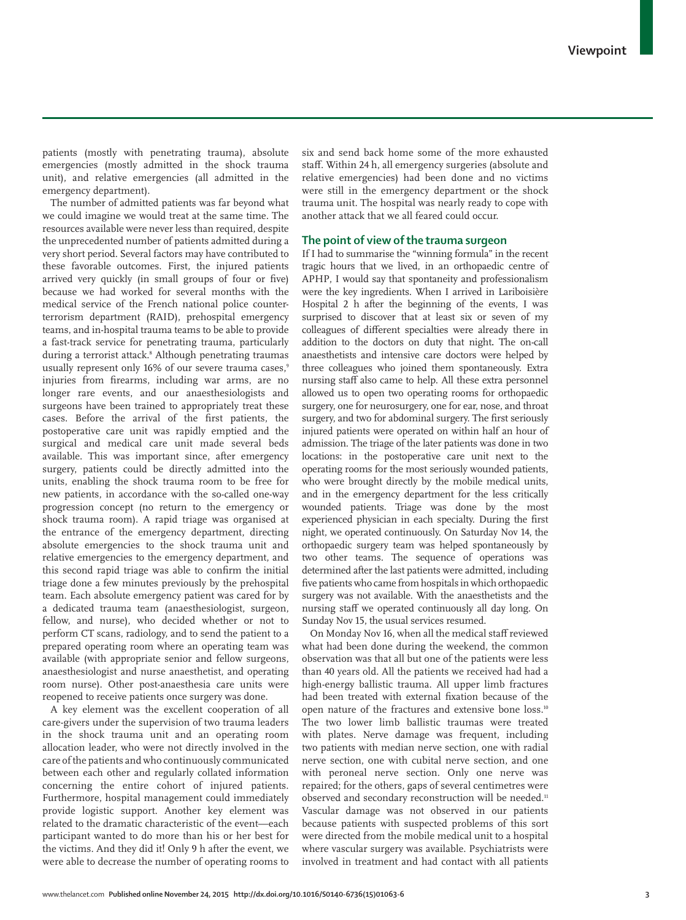patients (mostly with penetrating trauma), absolute emergencies (mostly admitted in the shock trauma unit), and relative emergencies (all admitted in the emergency department).

The number of admitted patients was far beyond what we could imagine we would treat at the same time. The resources available were never less than required, despite the unprecedented number of patients admitted during a very short period. Several factors may have contributed to these favorable outcomes. First, the injured patients arrived very quickly (in small groups of four or five) because we had worked for several months with the medical service of the French national police counter-terrorism department (RAID), prehospital emergency teams, and in-hospital trauma teams to be able to provide a fast-track service for penetrating trauma, particularly during a terrorist attack.[8] Although penetrating traumas usually represent only 16% of our severe trauma cases,[9] injuries from firearms, including war arms, are no longer rare events, and our anaesthesiologists and surgeons have been trained to appropriately treat these cases. Before the arrival of the first patients, the postoperative care unit was rapidly emptied and the surgical and medical care unit made several beds available. This was important since, after emergency surgery, patients could be directly admitted into the units, enabling the shock trauma room to be free for new patients, in accordance with the so-called one-way progression concept (no return to the emergency or shock trauma room). A rapid triage was organised at the entrance of the emergency department, directing absolute emergencies to the shock trauma unit and relative emergencies to the emergency department, and this second rapid triage was able to confirm the initial triage done a few minutes previously by the prehospital team. Each absolute emergency patient was cared for by a dedicated trauma team (anaesthesiologist, surgeon, fellow, and nurse), who decided whether or not to perform CT scans, radiology, and to send the patient to a prepared operating room where an operating team was available (with appropriate senior and fellow surgeons, anaesthesiologist and nurse anaesthetist, and operating room nurse). Other post-anaesthesia care units were reopened to receive patients once surgery was done.

A key element was the excellent cooperation of all care-givers under the supervision of two trauma leaders in the shock trauma unit and an operating room allocation leader, who were not directly involved in the care of the patients and who continuously communicated between each other and regularly collated information concerning the entire cohort of injured patients. Furthermore, hospital management could immediately provide logistic support. Another key element was related to the dramatic characteristic of the event—each participant wanted to do more than his or her best for the victims. And they did it! Only 9 h after the event, we were able to decrease the number of operating rooms to six and send back home some of the more exhausted staff. Within 24 h, all emergency surgeries (absolute and relative emergencies) had been done and no victims were still in the emergency department or the shock trauma unit. The hospital was nearly ready to cope with another attack that we all feared could occur.

## The point of view of the trauma surgeon

If I had to summarise the "winning formula" in the recent tragic hours that we lived, in an orthopaedic centre of APHP, I would say that spontaneity and professionalism were the key ingredients. When I arrived in Lariboisière Hospital 2 h after the beginning of the events, I was surprised to discover that at least six or seven of my colleagues of different specialties were already there in addition to the doctors on duty that night. The on-call anaesthetists and intensive care doctors were helped by three colleagues who joined them spontaneously. Extra nursing staff also came to help. All these extra personnel allowed us to open two operating rooms for orthopaedic surgery, one for neurosurgery, one for ear, nose, and throat surgery, and two for abdominal surgery. The first seriously injured patients were operated on within half an hour of admission. The triage of the later patients was done in two locations: in the postoperative care unit next to the operating rooms for the most seriously wounded patients, who were brought directly by the mobile medical units, and in the emergency department for the less critically wounded patients. Triage was done by the most experienced physician in each specialty. During the first night, we operated continuously. On Saturday Nov 14, the orthopaedic surgery team was helped spontaneously by two other teams. The sequence of operations was determined after the last patients were admitted, including five patients who came from hospitals in which orthopaedic surgery was not available. With the anaesthetists and the nursing staff we operated continuously all day long. On Sunday Nov 15, the usual services resumed.

On Monday Nov 16, when all the medical staff reviewed what had been done during the weekend, the common observation was that all but one of the patients were less than 40 years old. All the patients we received had had a high-energy ballistic trauma. All upper limb fractures had been treated with external fixation because of the open nature of the fractures and extensive bone loss.[10] The two lower limb ballistic traumas were treated with plates. Nerve damage was frequent, including two patients with median nerve section, one with radial nerve section, one with cubital nerve section, and one with peroneal nerve section. Only one nerve was repaired; for the others, gaps of several centimetres were observed and secondary reconstruction will be needed.[11] Vascular damage was not observed in our patients because patients with suspected problems of this sort were directed from the mobile medical unit to a hospital where vascular surgery was available. Psychiatrists were involved in treatment and had contact with all patients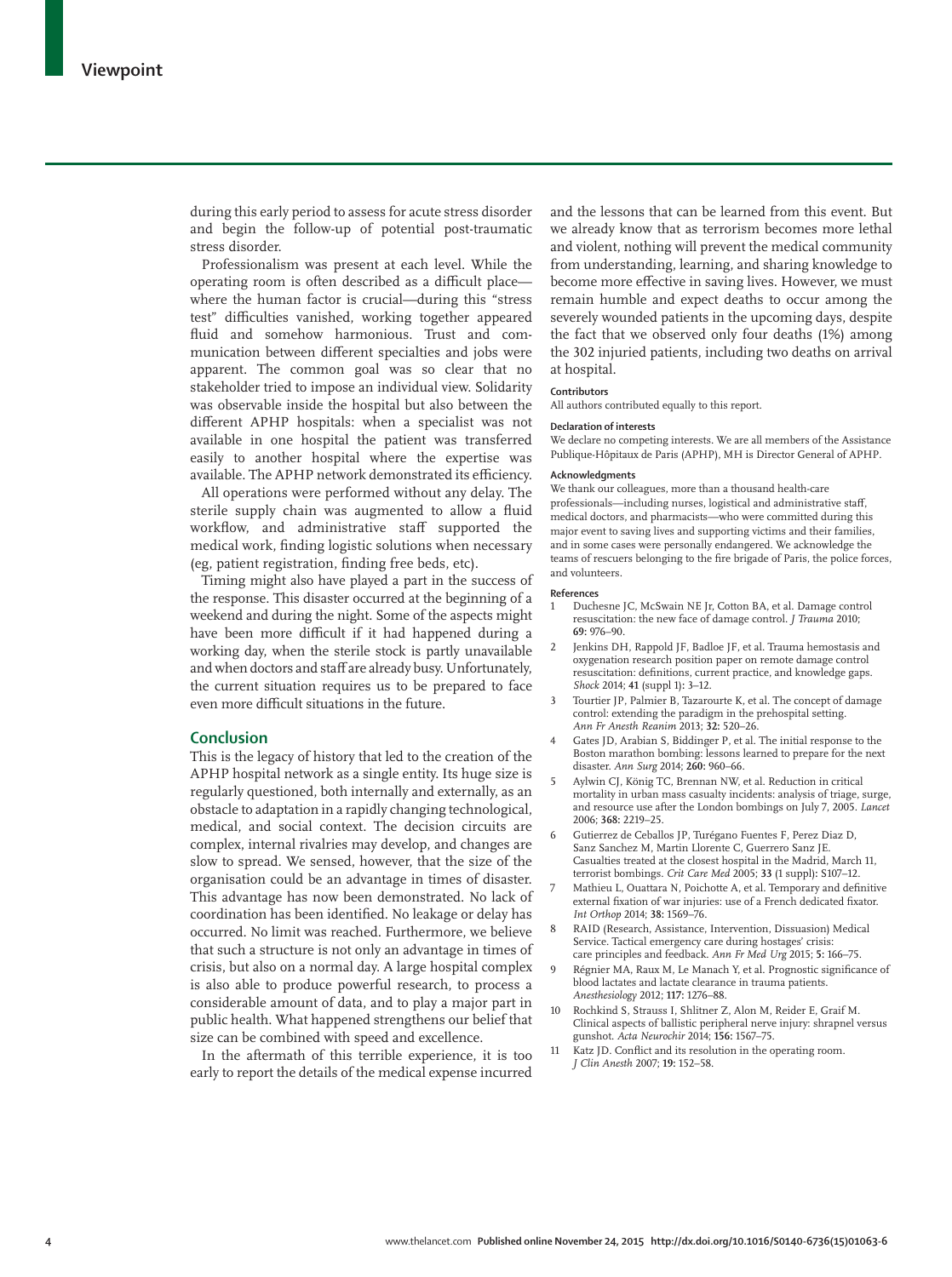during this early period to assess for acute stress disorder and begin the follow-up of potential post-traumatic stress disorder.

Professionalism was present at each level. While the operating room is often described as a difficult place—where the human factor is crucial—during this "stress test" difficulties vanished, working together appeared fluid and somehow harmonious. Trust and communication between different specialties and jobs were apparent. The common goal was so clear that no stakeholder tried to impose an individual view. Solidarity was observable inside the hospital but also between the different APHP hospitals: when a specialist was not available in one hospital the patient was transferred easily to another hospital where the expertise was available. The APHP network demonstrated its efficiency.

All operations were performed without any delay. The sterile supply chain was augmented to allow a fluid workflow, and administrative staff supported the medical work, finding logistic solutions when necessary (eg, patient registration, finding free beds, etc).

Timing might also have played a part in the success of the response. This disaster occurred at the beginning of a weekend and during the night. Some of the aspects might have been more difficult if it had happened during a working day, when the sterile stock is partly unavailable and when doctors and staff are already busy. Unfortunately, the current situation requires us to be prepared to face even more difficult situations in the future.

## Conclusion

This is the legacy of history that led to the creation of the APHP hospital network as a single entity. Its huge size is regularly questioned, both internally and externally, as an obstacle to adaptation in a rapidly changing technological, medical, and social context. The decision circuits are complex, internal rivalries may develop, and changes are slow to spread. We sensed, however, that the size of the organisation could be an advantage in times of disaster. This advantage has now been demonstrated. No lack of coordination has been identified. No leakage or delay has occurred. No limit was reached. Furthermore, we believe that such a structure is not only an advantage in times of crisis, but also on a normal day. A large hospital complex is also able to produce powerful research, to process a considerable amount of data, and to play a major part in public health. What happened strengthens our belief that size can be combined with speed and excellence.

In the aftermath of this terrible experience, it is too early to report the details of the medical expense incurred and the lessons that can be learned from this event. But we already know that as terrorism becomes more lethal and violent, nothing will prevent the medical community from understanding, learning, and sharing knowledge to become more effective in saving lives. However, we must remain humble and expect deaths to occur among the severely wounded patients in the upcoming days, despite the fact that we observed only four deaths (1%) among the 302 injuried patients, including two deaths on arrival at hospital.

#### Contributors

All authors contributed equally to this report.

#### Declaration of interests

We declare no competing interests. We are all members of the Assistance Publique-Hôpitaux de Paris (APHP), MH is Director General of APHP.

#### Acknowledgments

We thank our colleagues, more than a thousand health-care professionals—including nurses, logistical and administrative staff, medical doctors, and pharmacists—who were committed during this major event to saving lives and supporting victims and their families, and in some cases were personally endangered. We acknowledge the teams of rescuers belonging to the fire brigade of Paris, the police forces, and volunteers.

#### References

1. Duchesne JC, McSwain NE Jr, Cotton BA, et al. Damage control resuscitation: the new face of damage control. *J Trauma* 2010; **69:** 976–90.
2. Jenkins DH, Rappold JF, Badloe JF, et al. Trauma hemostasis and oxygenation research position paper on remote damage control resuscitation: definitions, current practice, and knowledge gaps. *Shock* 2014; **41** (suppl 1): 3–12.
3. Tourtier JP, Palmier B, Tazarourte K, et al. The concept of damage control: extending the paradigm in the prehospital setting. *Ann Fr Anesth Reanim* 2013; **32:** 520–26.
4. Gates JD, Arabian S, Biddinger P, et al. The initial response to the Boston marathon bombing: lessons learned to prepare for the next disaster. *Ann Surg* 2014; **260:** 960–66.
5. Aylwin CJ, König TC, Brennan NW, et al. Reduction in critical mortality in urban mass casualty incidents: analysis of triage, surge, and resource use after the London bombings on July 7, 2005. *Lancet* 2006; **368:** 2219–25.
6. Gutierrez de Ceballos JP, Turégano Fuentes F, Perez Diaz D, Sanz Sanchez M, Martin Llorente C, Guerrero Sanz JE. Casualties treated at the closest hospital in the Madrid, March 11, terrorist bombings. *Crit Care Med* 2005; **33** (1 suppl): S107–12.
7. Mathieu L, Ouattara N, Poichotte A, et al. Temporary and definitive external fixation of war injuries: use of a French dedicated fixator. *Int Orthop* 2014; **38:** 1569–76.
8. RAID (Research, Assistance, Intervention, Dissuasion) Medical Service. Tactical emergency care during hostages' crisis: care principles and feedback. *Ann Fr Med Urg* 2015; **5:** 166–75.
9. Régnier MA, Raux M, Le Manach Y, et al. Prognostic significance of blood lactates and lactate clearance in trauma patients. *Anesthesiology* 2012; **117:** 1276–88.
10. Rochkind S, Strauss I, Shlitner Z, Alon M, Reider E, Graif M. Clinical aspects of ballistic peripheral nerve injury: shrapnel versus gunshot. *Acta Neurochir* 2014; **156:** 1567–75.
11. Katz JD. Conflict and its resolution in the operating room. *J Clin Anesth* 2007; **19:** 152–58.